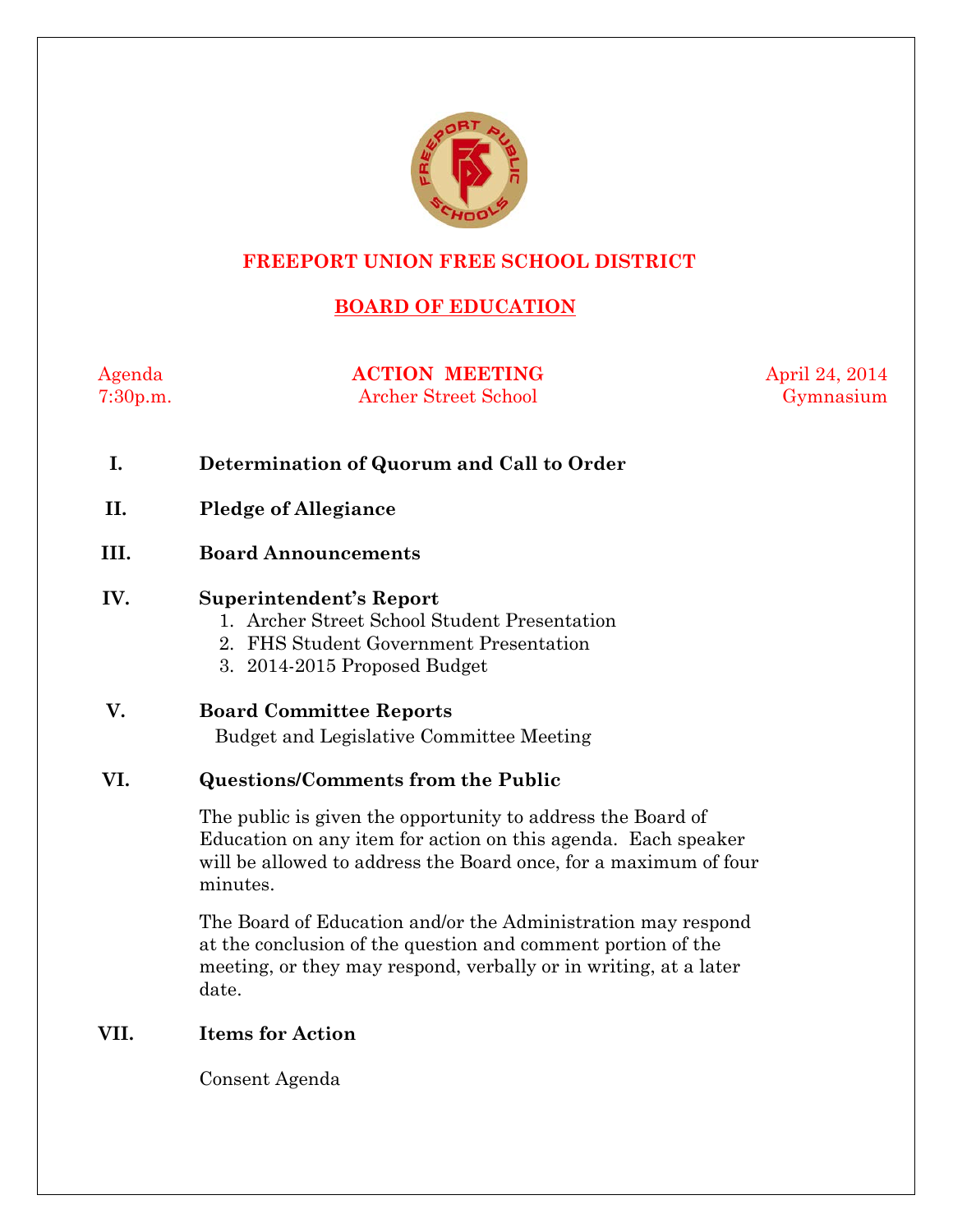# FREEPORT UNION FREE SCHOOL DISTRICT

## BOARD OF EDUCATION

Agenda | **ACTION MEETING** | April 24, 2014

7:30p.m. | Archer Street School | Gymnasium

**I. Determination of Quorum and Call to Order**

**II. Pledge of Allegiance**

**III. Board Announcements**

**IV. Superintendent's Report**

1. Archer Street School Student Presentation
2. FHS Student Government Presentation
3. 2014-2015 Proposed Budget

**V. Board Committee Reports**

Budget and Legislative Committee Meeting

**VI. Questions/Comments from the Public**

The public is given the opportunity to address the Board of Education on any item for action on this agenda. Each speaker will be allowed to address the Board once, for a maximum of four minutes.

The Board of Education and/or the Administration may respond at the conclusion of the question and comment portion of the meeting, or they may respond, verbally or in writing, at a later date.

**VII. Items for Action**

Consent Agenda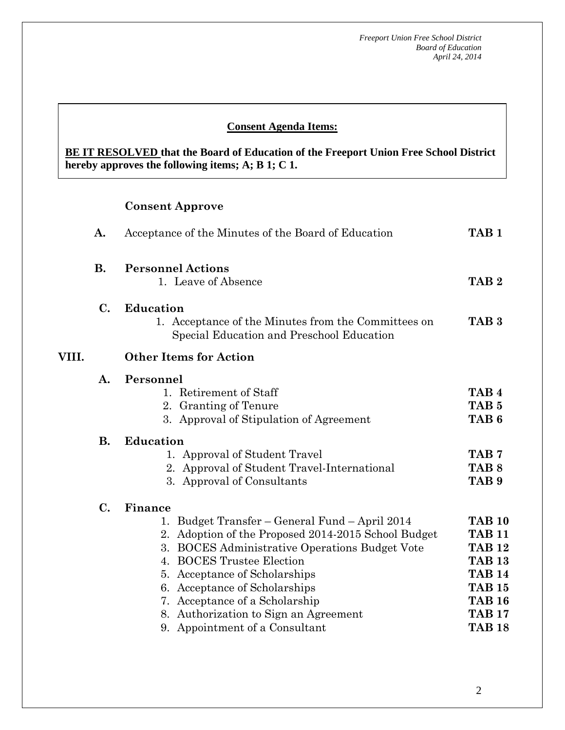**Consent Agenda Items:**

**BE IT RESOLVED that the Board of Education of the Freeport Union Free School District hereby approves the following items; A; B 1; C 1.**

**Consent Approve**

**A.** Acceptance of the Minutes of the Board of Education **TAB 1**

**B. Personnel Actions**

1. Leave of Absence **TAB 2**

**C. Education**

1. Acceptance of the Minutes from the Committees on Special Education and Preschool Education **TAB 3**

## VIII. Other Items for Action

**A. Personnel**

1. Retirement of Staff **TAB 4**
2. Granting of Tenure **TAB 5**
3. Approval of Stipulation of Agreement **TAB 6**

**B. Education**

1. Approval of Student Travel **TAB 7**
2. Approval of Student Travel-International **TAB 8**
3. Approval of Consultants **TAB 9**

**C. Finance**

1. Budget Transfer – General Fund – April 2014 **TAB 10**
2. Adoption of the Proposed 2014-2015 School Budget **TAB 11**
3. BOCES Administrative Operations Budget Vote **TAB 12**
4. BOCES Trustee Election **TAB 13**
5. Acceptance of Scholarships **TAB 14**
6. Acceptance of Scholarships **TAB 15**
7. Acceptance of a Scholarship **TAB 16**
8. Authorization to Sign an Agreement **TAB 17**
9. Appointment of a Consultant **TAB 18**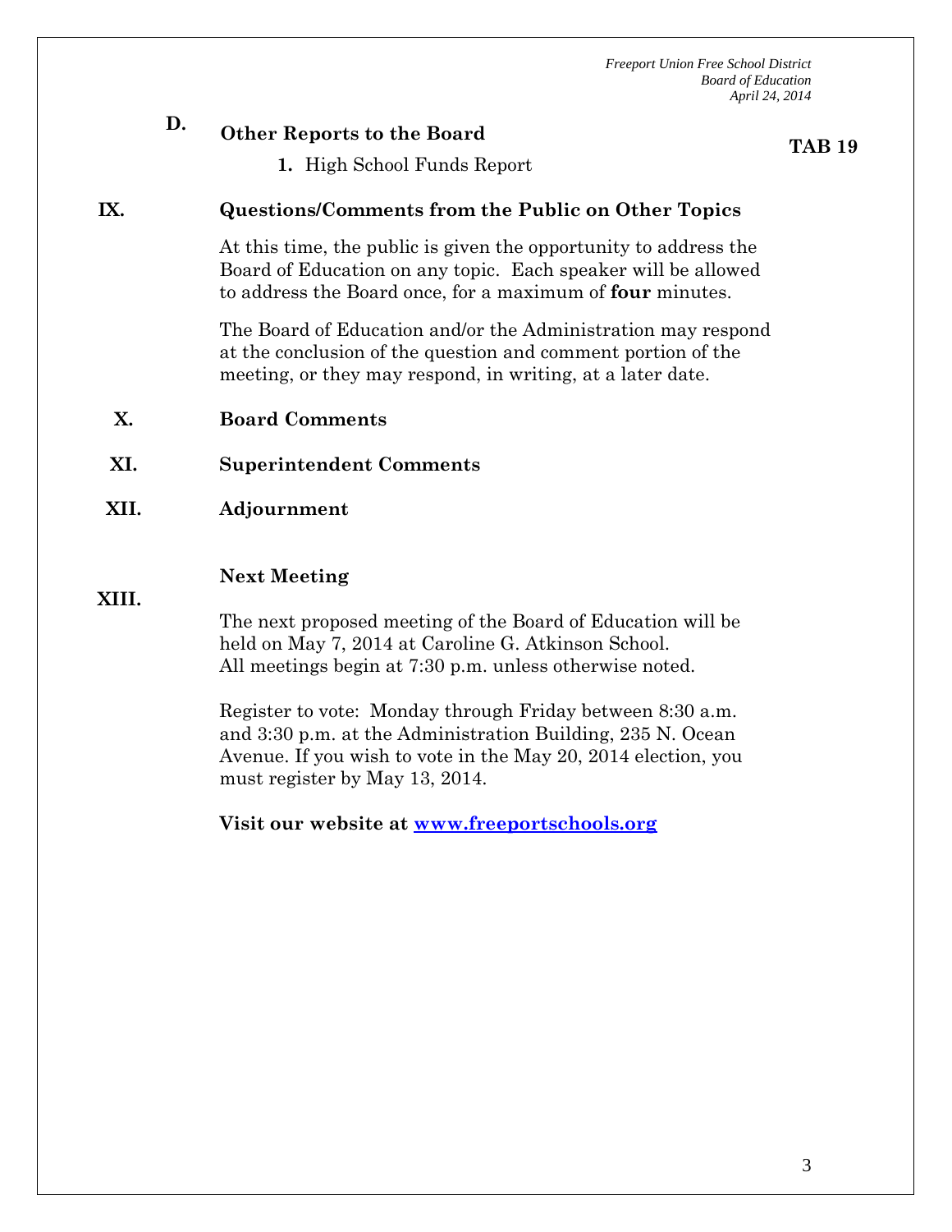**D. Other Reports to the Board** **TAB 19**

1. High School Funds Report

## IX. Questions/Comments from the Public on Other Topics

At this time, the public is given the opportunity to address the Board of Education on any topic. Each speaker will be allowed to address the Board once, for a maximum of **four** minutes.

The Board of Education and/or the Administration may respond at the conclusion of the question and comment portion of the meeting, or they may respond, in writing, at a later date.

## X. Board Comments

## XI. Superintendent Comments

## XII. Adjournment

## XIII. Next Meeting

The next proposed meeting of the Board of Education will be held on May 7, 2014 at Caroline G. Atkinson School. All meetings begin at 7:30 p.m. unless otherwise noted.

Register to vote: Monday through Friday between 8:30 a.m. and 3:30 p.m. at the Administration Building, 235 N. Ocean Avenue. If you wish to vote in the May 20, 2014 election, you must register by May 13, 2014.

**Visit our website at [www.freeportschools.org](http://www.freeportschools.org)**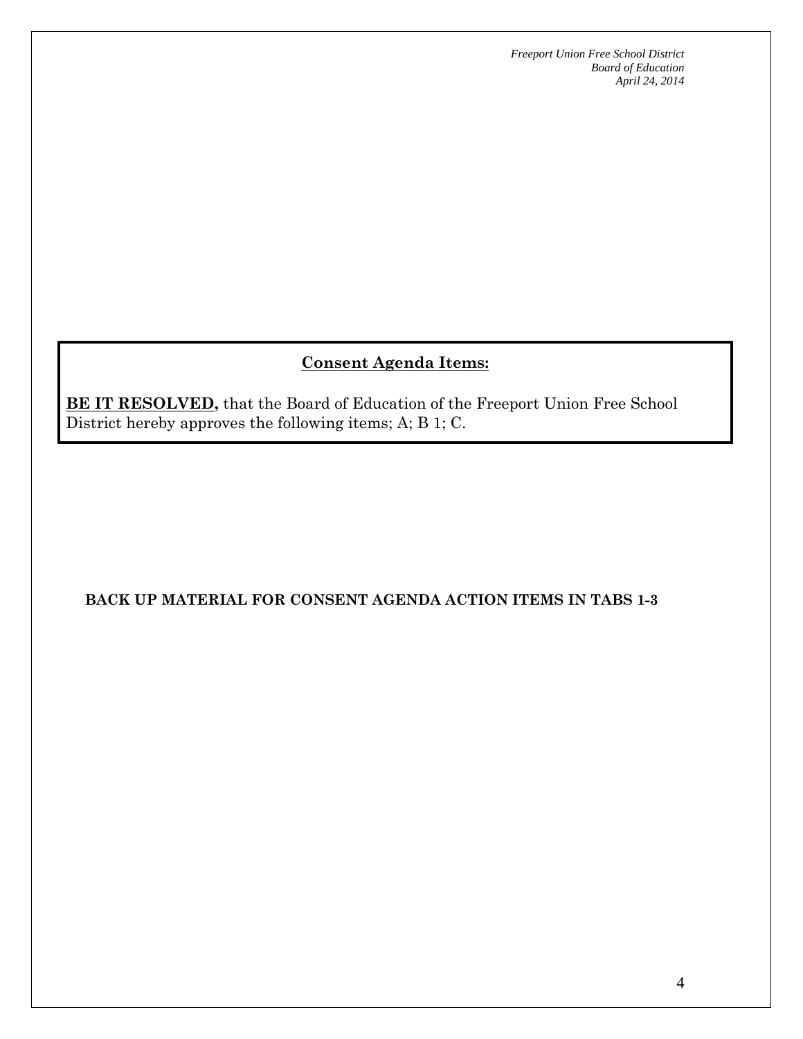## Consent Agenda Items:

**BE IT RESOLVED,** that the Board of Education of the Freeport Union Free School District hereby approves the following items; A; B 1; C.

**BACK UP MATERIAL FOR CONSENT AGENDA ACTION ITEMS IN TABS 1-3**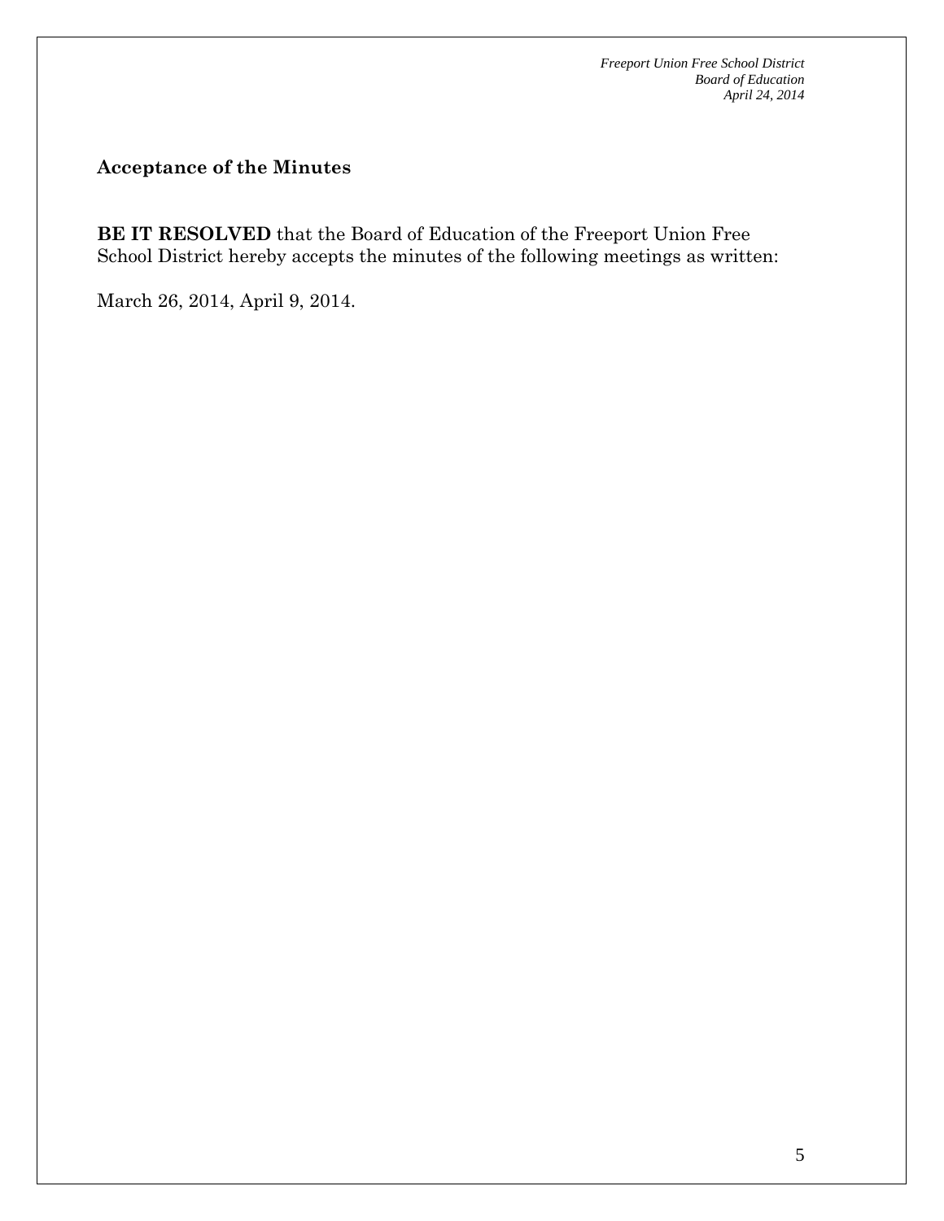## Acceptance of the Minutes

**BE IT RESOLVED** that the Board of Education of the Freeport Union Free School District hereby accepts the minutes of the following meetings as written:

March 26, 2014, April 9, 2014.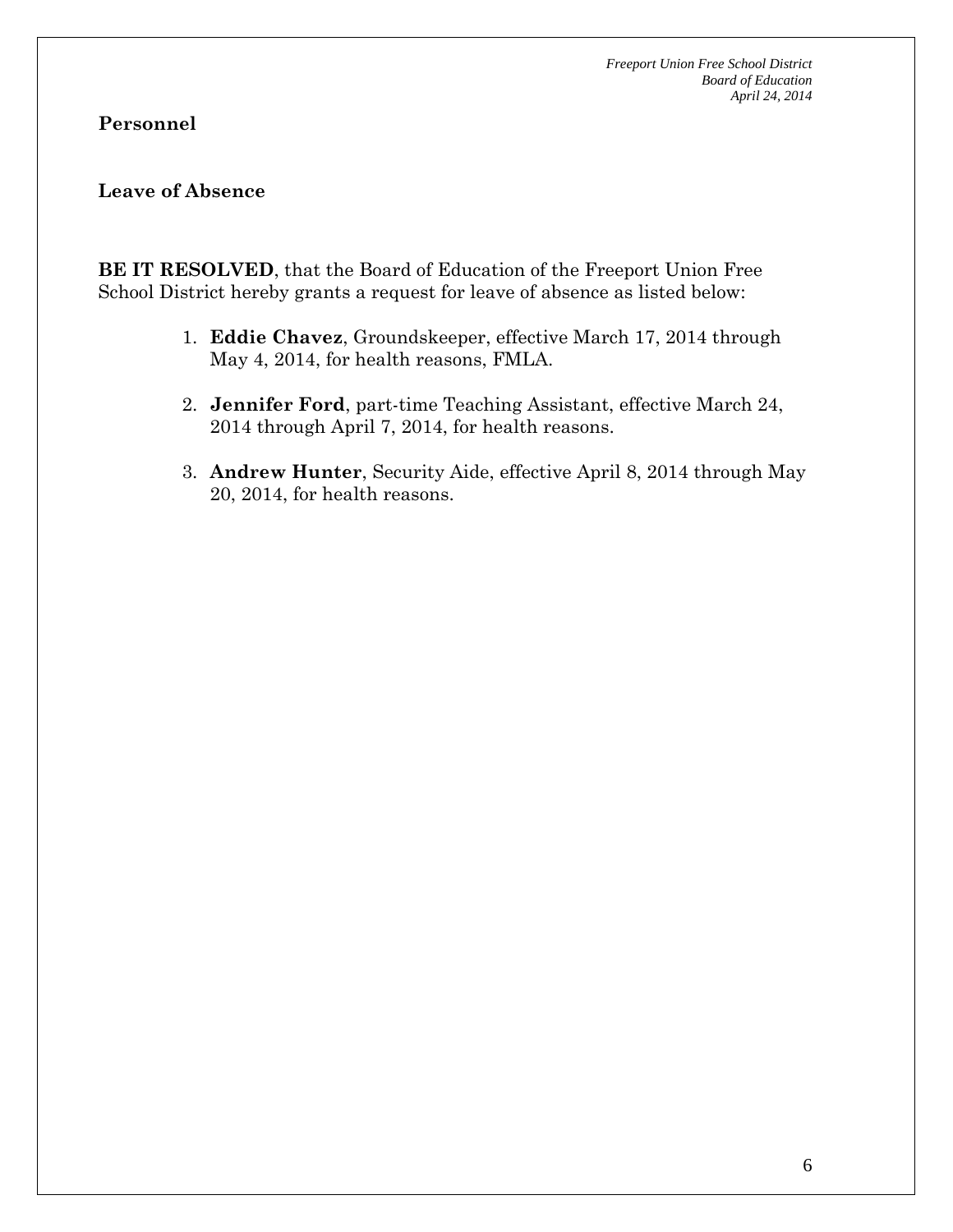**Personnel**

**Leave of Absence**

**BE IT RESOLVED**, that the Board of Education of the Freeport Union Free School District hereby grants a request for leave of absence as listed below:

1. **Eddie Chavez**, Groundskeeper, effective March 17, 2014 through May 4, 2014, for health reasons, FMLA.
2. **Jennifer Ford**, part-time Teaching Assistant, effective March 24, 2014 through April 7, 2014, for health reasons.
3. **Andrew Hunter**, Security Aide, effective April 8, 2014 through May 20, 2014, for health reasons.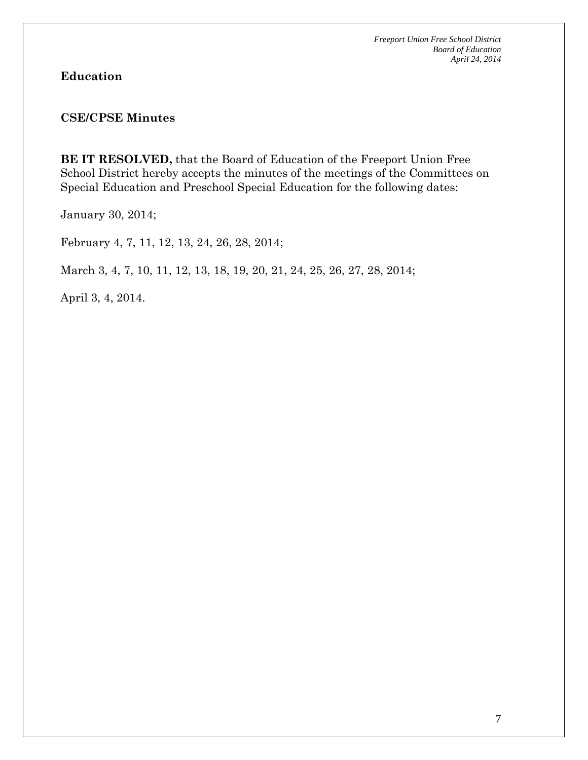**Education**

**CSE/CPSE Minutes**

**BE IT RESOLVED,** that the Board of Education of the Freeport Union Free School District hereby accepts the minutes of the meetings of the Committees on Special Education and Preschool Special Education for the following dates:

January 30, 2014;

February 4, 7, 11, 12, 13, 24, 26, 28, 2014;

March 3, 4, 7, 10, 11, 12, 13, 18, 19, 20, 21, 24, 25, 26, 27, 28, 2014;

April 3, 4, 2014.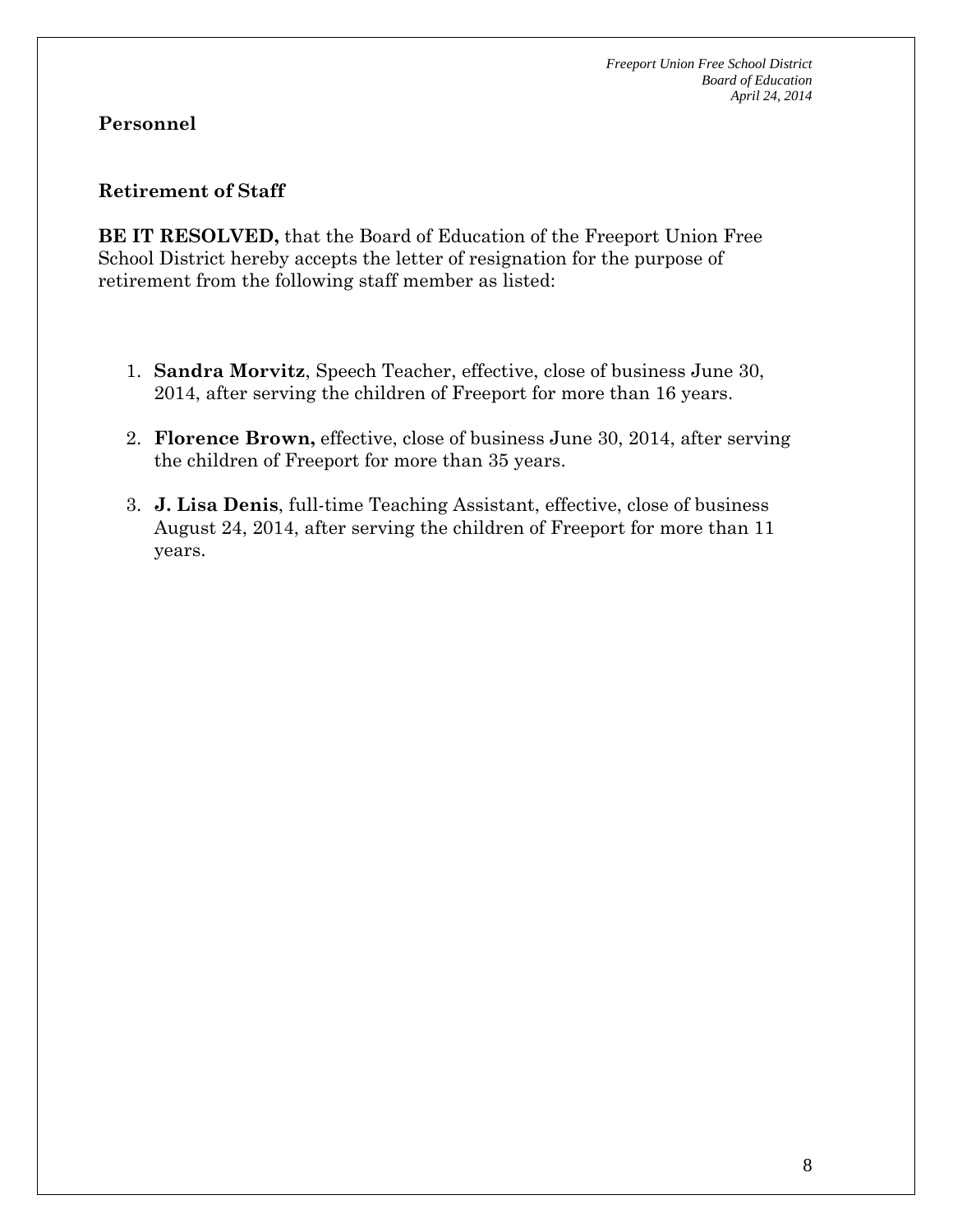## Personnel

### Retirement of Staff

**BE IT RESOLVED,** that the Board of Education of the Freeport Union Free School District hereby accepts the letter of resignation for the purpose of retirement from the following staff member as listed:

1. **Sandra Morvitz**, Speech Teacher, effective, close of business June 30, 2014, after serving the children of Freeport for more than 16 years.
2. **Florence Brown,** effective, close of business June 30, 2014, after serving the children of Freeport for more than 35 years.
3. **J. Lisa Denis**, full-time Teaching Assistant, effective, close of business August 24, 2014, after serving the children of Freeport for more than 11 years.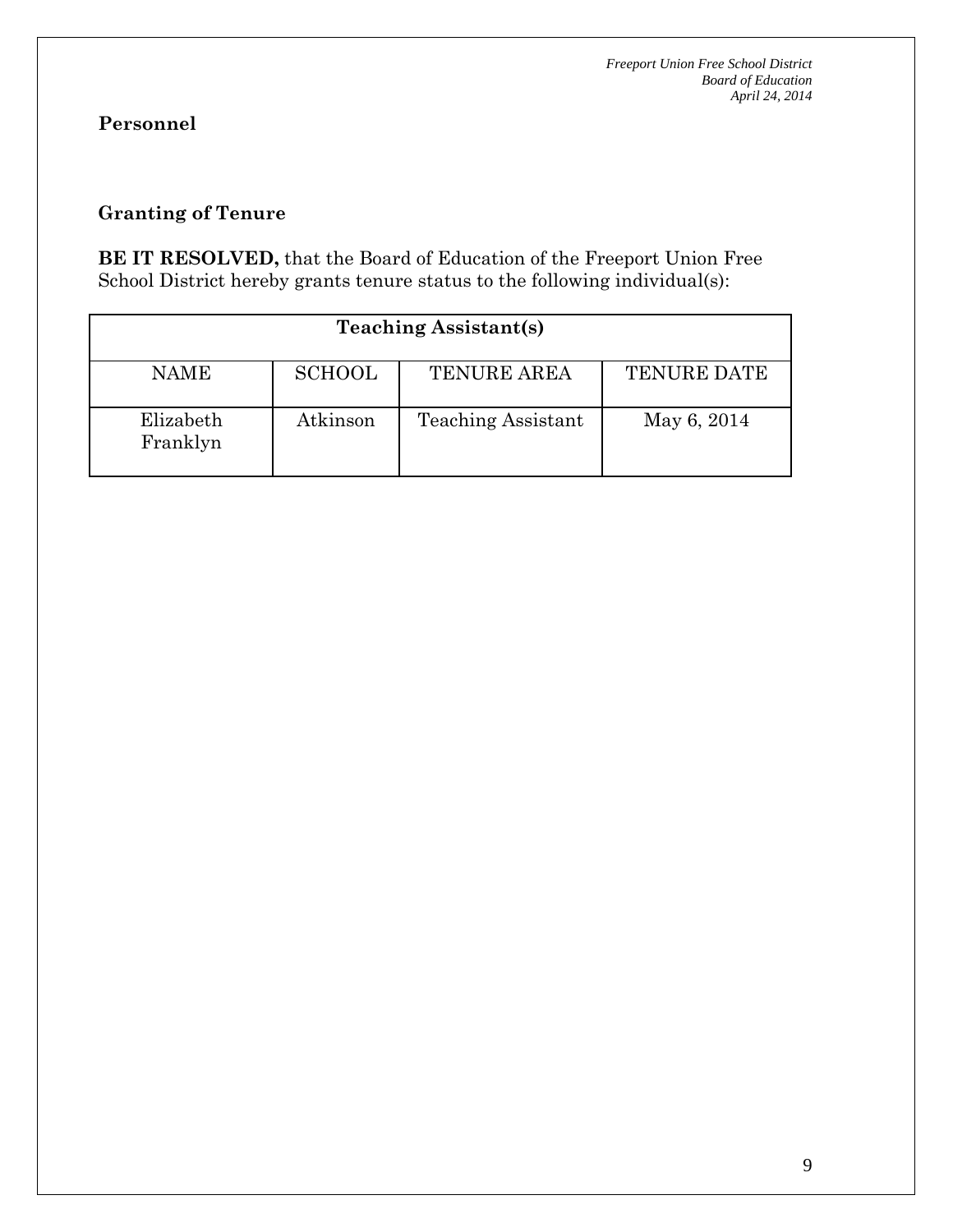## Personnel

### Granting of Tenure

**BE IT RESOLVED,** that the Board of Education of the Freeport Union Free School District hereby grants tenure status to the following individual(s):

| **Teaching Assistant(s)** | | | |
|---|---|---|---|
| NAME | SCHOOL | TENURE AREA | TENURE DATE |
| Elizabeth Franklyn | Atkinson | Teaching Assistant | May 6, 2014 |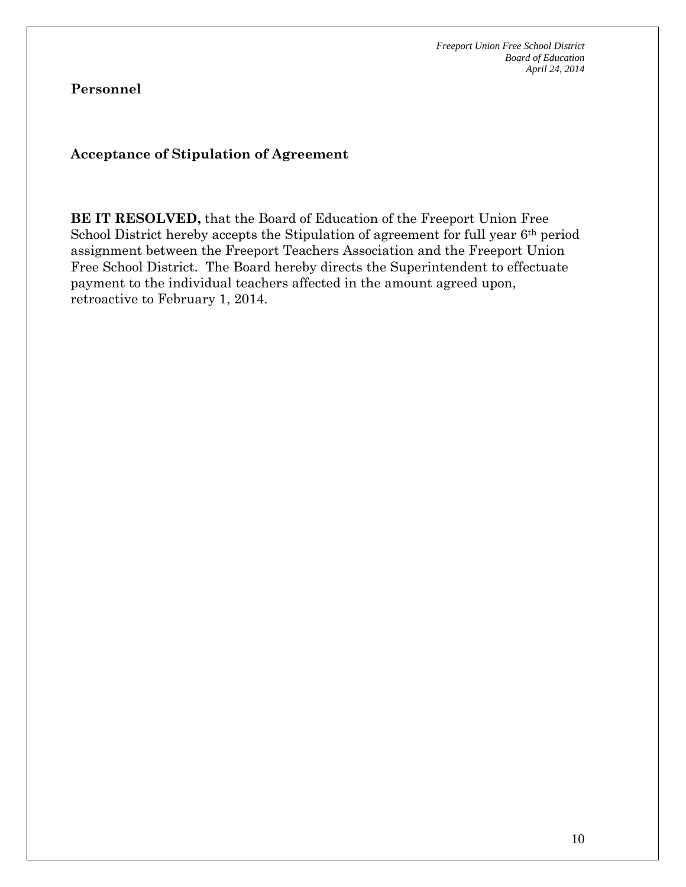## Personnel

### Acceptance of Stipulation of Agreement

**BE IT RESOLVED,** that the Board of Education of the Freeport Union Free School District hereby accepts the Stipulation of agreement for full year 6th period assignment between the Freeport Teachers Association and the Freeport Union Free School District. The Board hereby directs the Superintendent to effectuate payment to the individual teachers affected in the amount agreed upon, retroactive to February 1, 2014.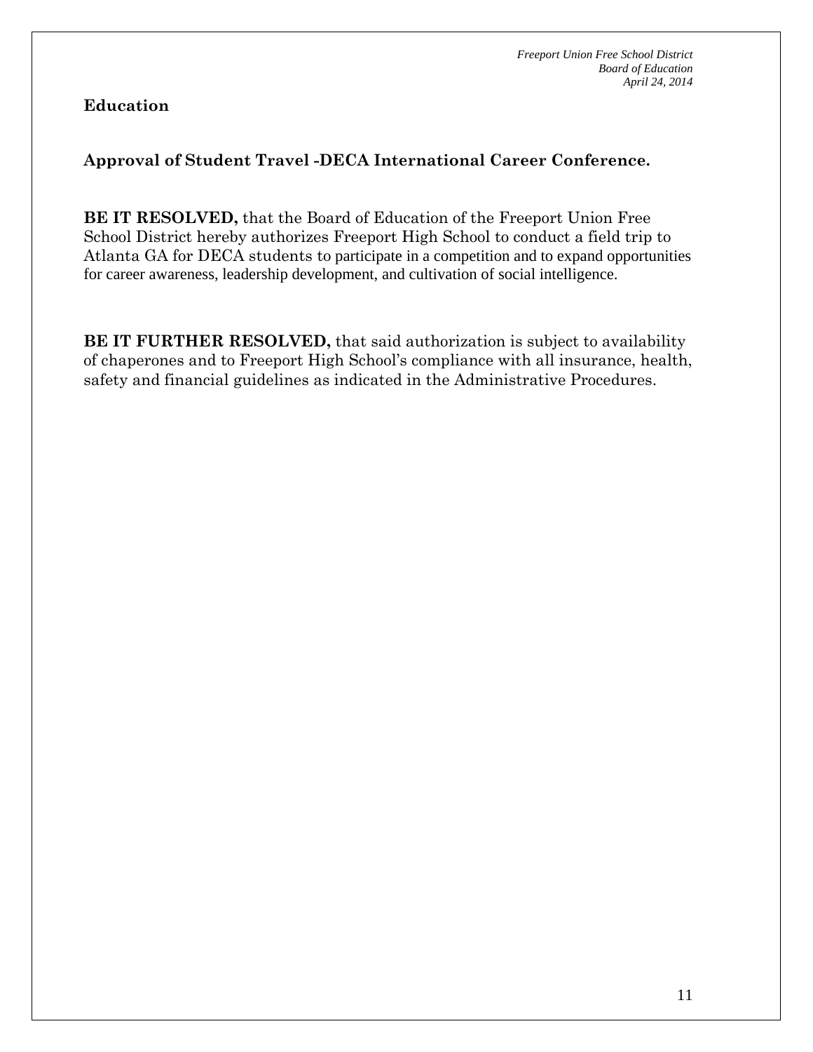**Education**

**Approval of Student Travel -DECA International Career Conference.**

**BE IT RESOLVED,** that the Board of Education of the Freeport Union Free School District hereby authorizes Freeport High School to conduct a field trip to Atlanta GA for DECA students to participate in a competition and to expand opportunities for career awareness, leadership development, and cultivation of social intelligence.

**BE IT FURTHER RESOLVED,** that said authorization is subject to availability of chaperones and to Freeport High School's compliance with all insurance, health, safety and financial guidelines as indicated in the Administrative Procedures.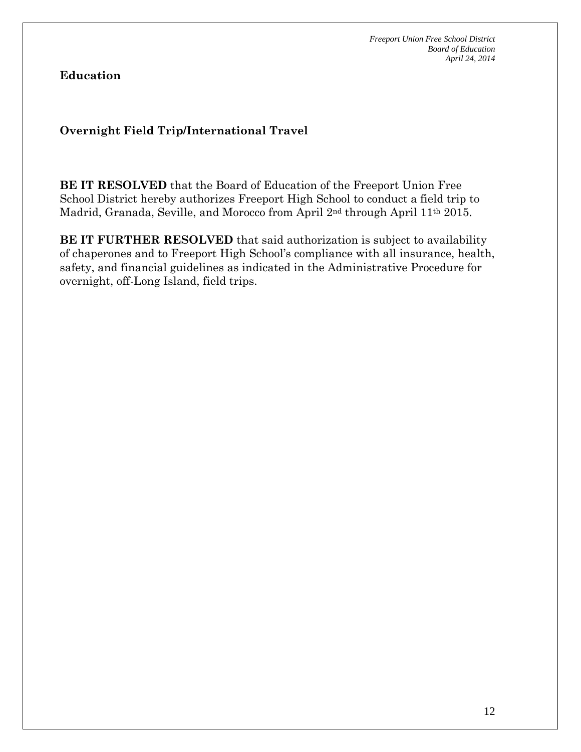## Education

### Overnight Field Trip/International Travel

**BE IT RESOLVED** that the Board of Education of the Freeport Union Free School District hereby authorizes Freeport High School to conduct a field trip to Madrid, Granada, Seville, and Morocco from April 2nd through April 11th 2015.

**BE IT FURTHER RESOLVED** that said authorization is subject to availability of chaperones and to Freeport High School's compliance with all insurance, health, safety, and financial guidelines as indicated in the Administrative Procedure for overnight, off-Long Island, field trips.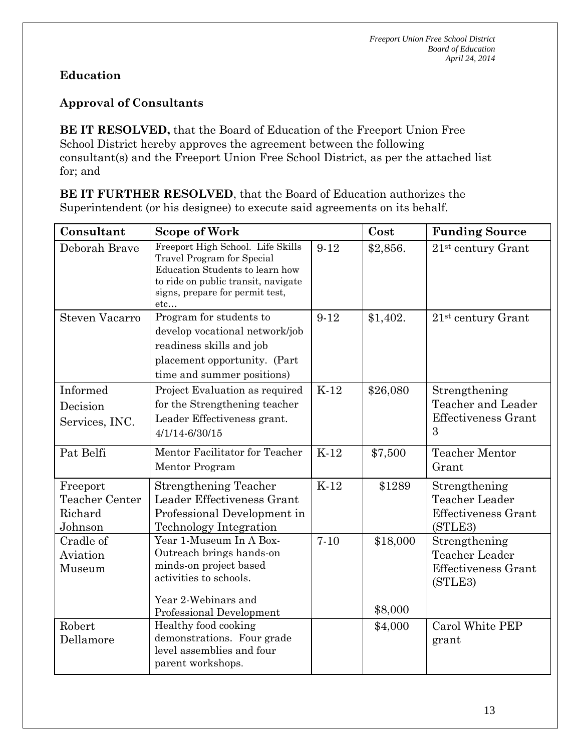## Education

### Approval of Consultants

**BE IT RESOLVED,** that the Board of Education of the Freeport Union Free School District hereby approves the agreement between the following consultant(s) and the Freeport Union Free School District, as per the attached list for; and

**BE IT FURTHER RESOLVED**, that the Board of Education authorizes the Superintendent (or his designee) to execute said agreements on its behalf.

| Consultant | Scope of Work | | Cost | Funding Source |
|---|---|---|---|---|
| Deborah Brave | Freeport High School. Life Skills Travel Program for Special Education Students to learn how to ride on public transit, navigate signs, prepare for permit test, etc… | 9-12 | \$2,856. | 21st century Grant |
| Steven Vacarro | Program for students to develop vocational network/job readiness skills and job placement opportunity. (Part time and summer positions) | 9-12 | \$1,402. | 21st century Grant |
| Informed Decision Services, INC. | Project Evaluation as required for the Strengthening teacher Leader Effectiveness grant. 4/1/14-6/30/15 | K-12 | \$26,080 | Strengthening Teacher and Leader Effectiveness Grant 3 |
| Pat Belfi | Mentor Facilitator for Teacher Mentor Program | K-12 | \$7,500 | Teacher Mentor Grant |
| Freeport Teacher Center Richard Johnson | Strengthening Teacher Leader Effectiveness Grant Professional Development in Technology Integration | K-12 | \$1289 | Strengthening Teacher Leader Effectiveness Grant (STLE3) |
| Cradle of Aviation Museum | Year 1-Museum In A Box-Outreach brings hands-on minds-on project based activities to schools.<br><br>Year 2-Webinars and Professional Development | 7-10 | \$18,000<br><br>\$8,000 | Strengthening Teacher Leader Effectiveness Grant (STLE3) |
| Robert Dellamore | Healthy food cooking demonstrations. Four grade level assemblies and four parent workshops. | | \$4,000 | Carol White PEP grant |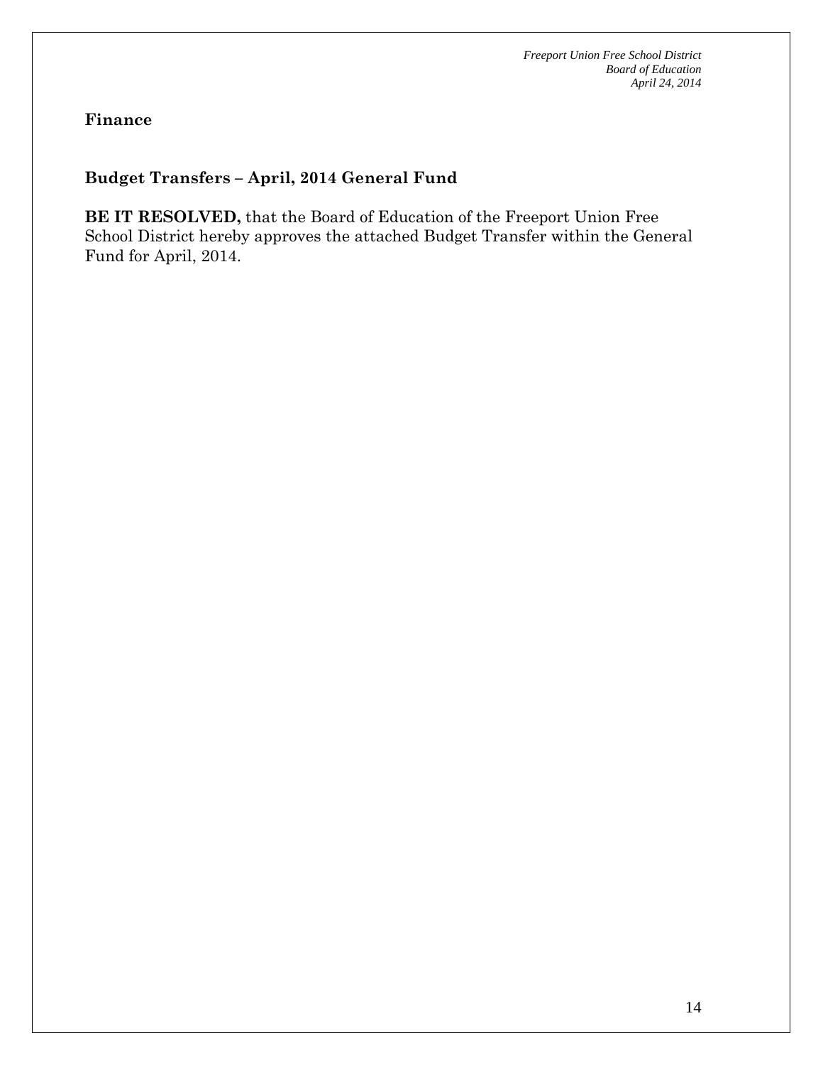## Finance

### Budget Transfers – April, 2014 General Fund

**BE IT RESOLVED,** that the Board of Education of the Freeport Union Free School District hereby approves the attached Budget Transfer within the General Fund for April, 2014.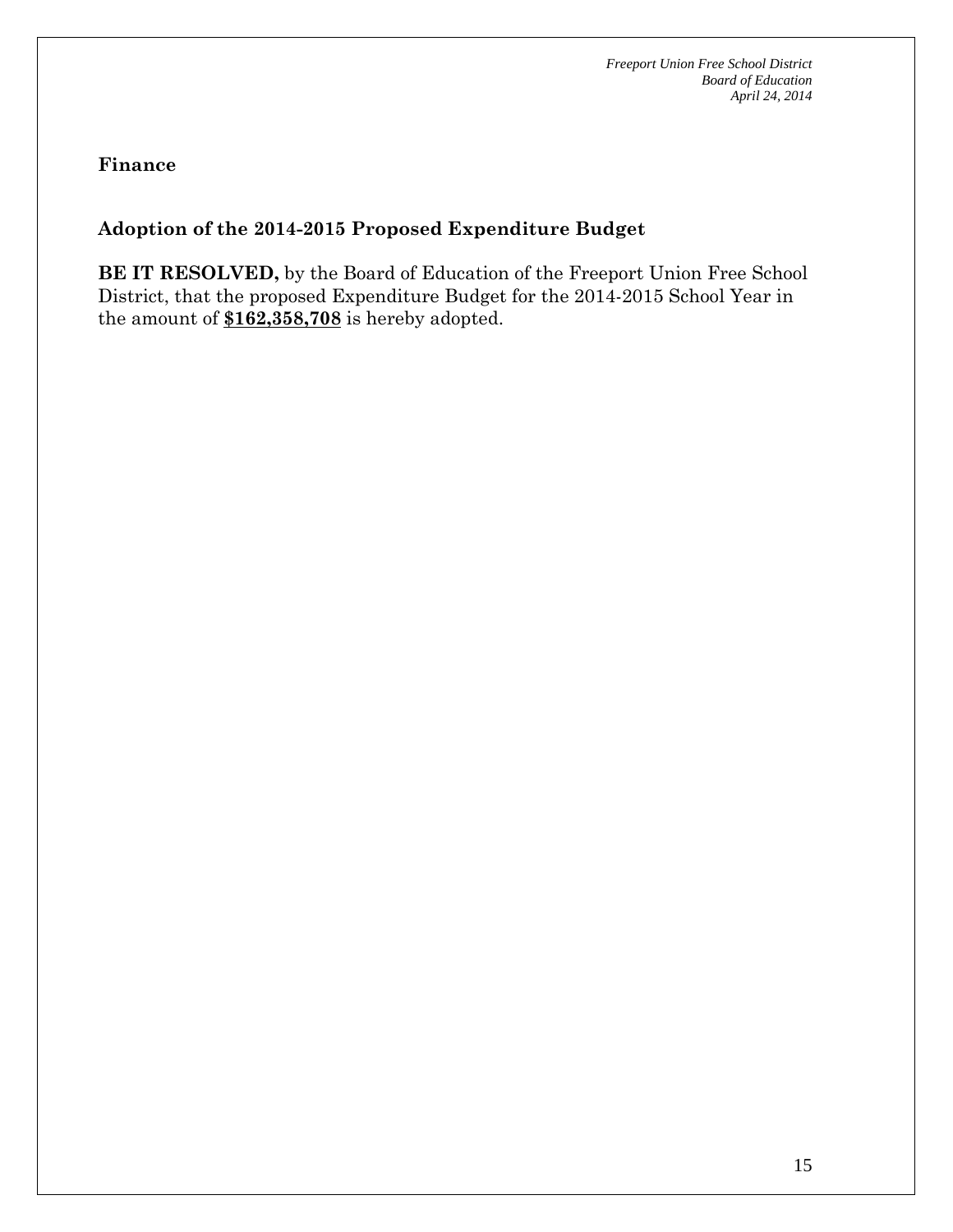**Finance**

**Adoption of the 2014-2015 Proposed Expenditure Budget**

**BE IT RESOLVED,** by the Board of Education of the Freeport Union Free School District, that the proposed Expenditure Budget for the 2014-2015 School Year in the amount of **$162,358,708** is hereby adopted.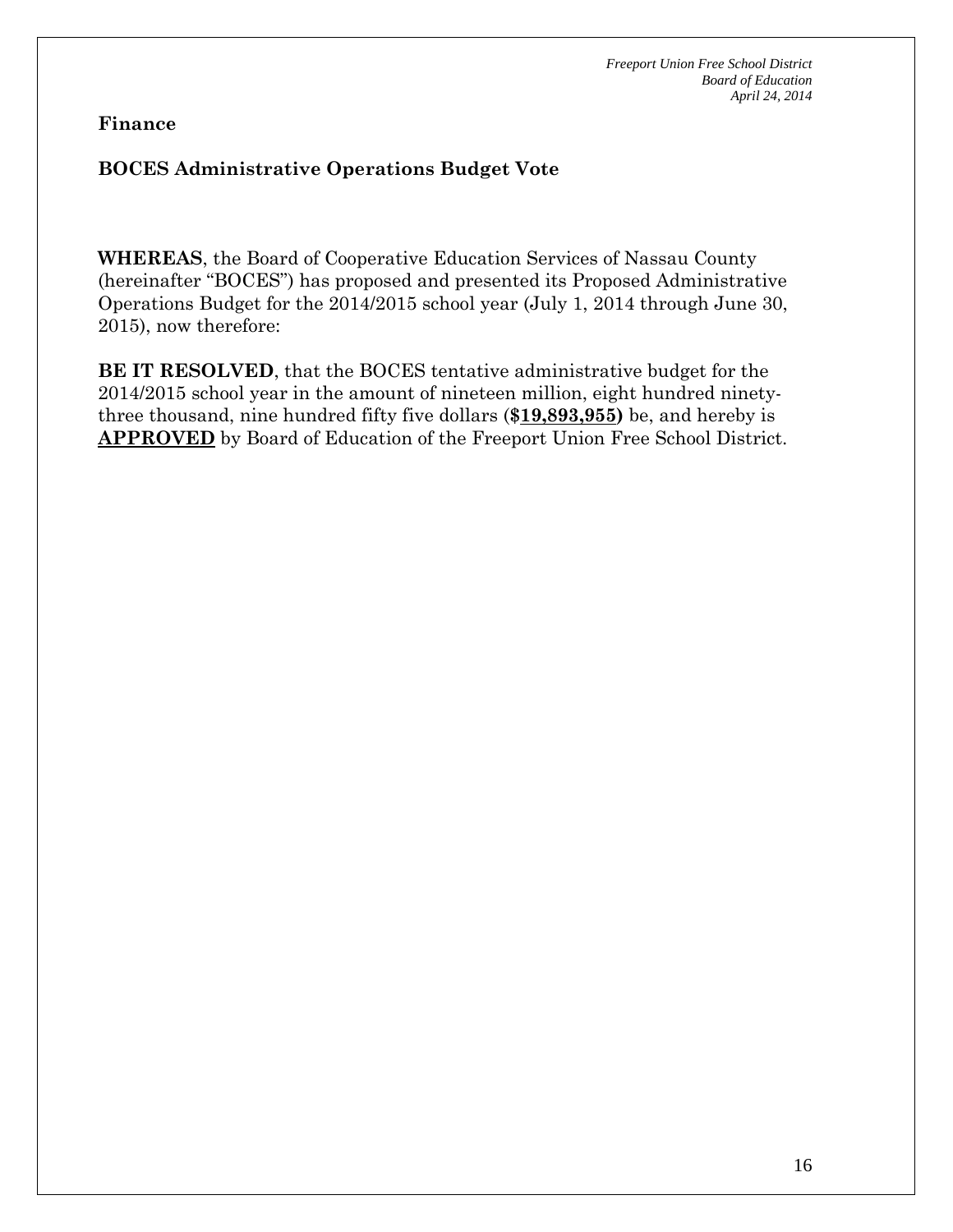**Finance**

**BOCES Administrative Operations Budget Vote**

**WHEREAS**, the Board of Cooperative Education Services of Nassau County (hereinafter "BOCES") has proposed and presented its Proposed Administrative Operations Budget for the 2014/2015 school year (July 1, 2014 through June 30, 2015), now therefore:

**BE IT RESOLVED**, that the BOCES tentative administrative budget for the 2014/2015 school year in the amount of nineteen million, eight hundred ninety-three thousand, nine hundred fifty five dollars (**$19,893,955)** be, and hereby is **APPROVED** by Board of Education of the Freeport Union Free School District.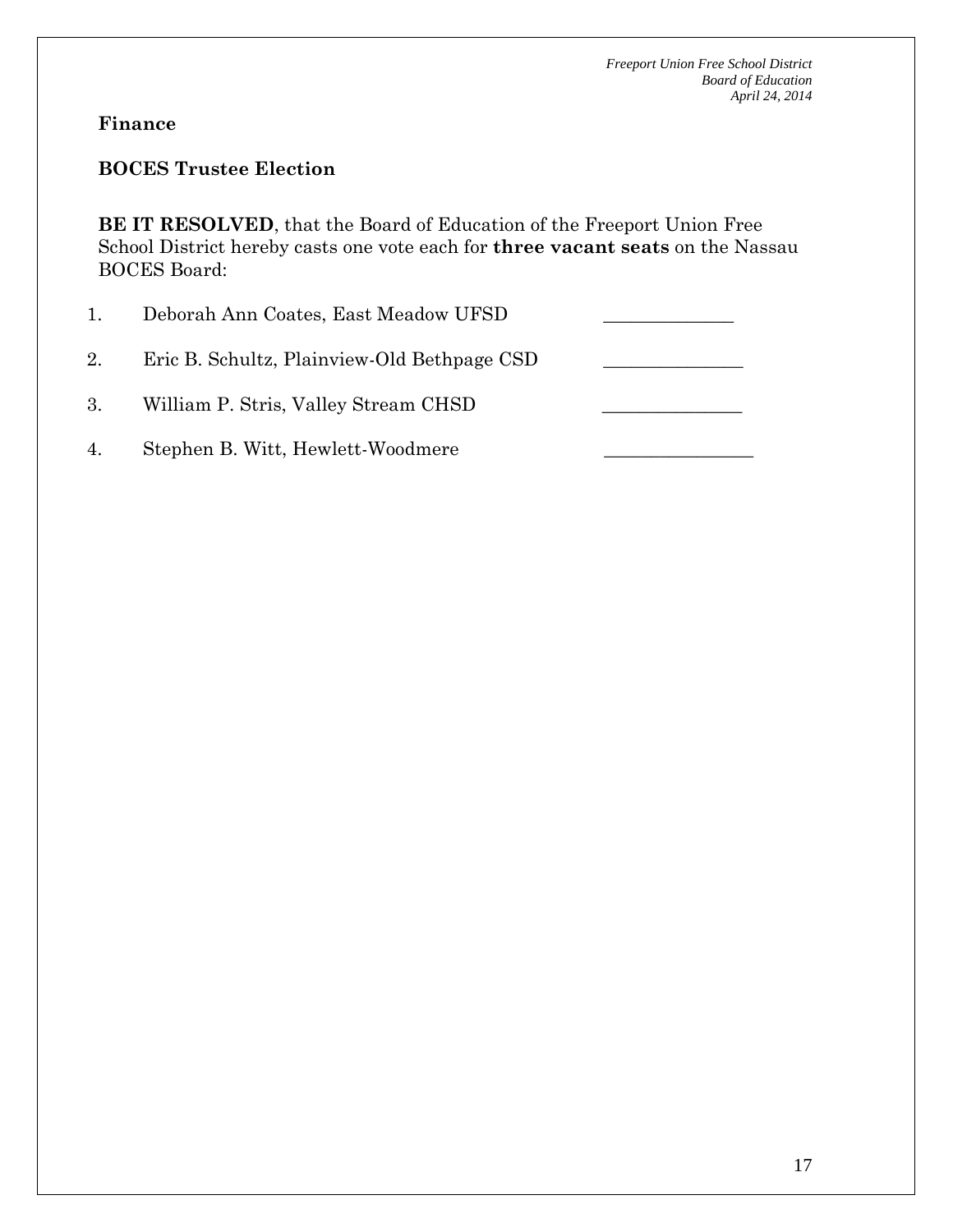**Finance**

**BOCES Trustee Election**

**BE IT RESOLVED**, that the Board of Education of the Freeport Union Free School District hereby casts one vote each for **three vacant seats** on the Nassau BOCES Board:

1. Deborah Ann Coates, East Meadow UFSD ______________

2. Eric B. Schultz, Plainview-Old Bethpage CSD _______________

3. William P. Stris, Valley Stream CHSD _______________

4. Stephen B. Witt, Hewlett-Woodmere ________________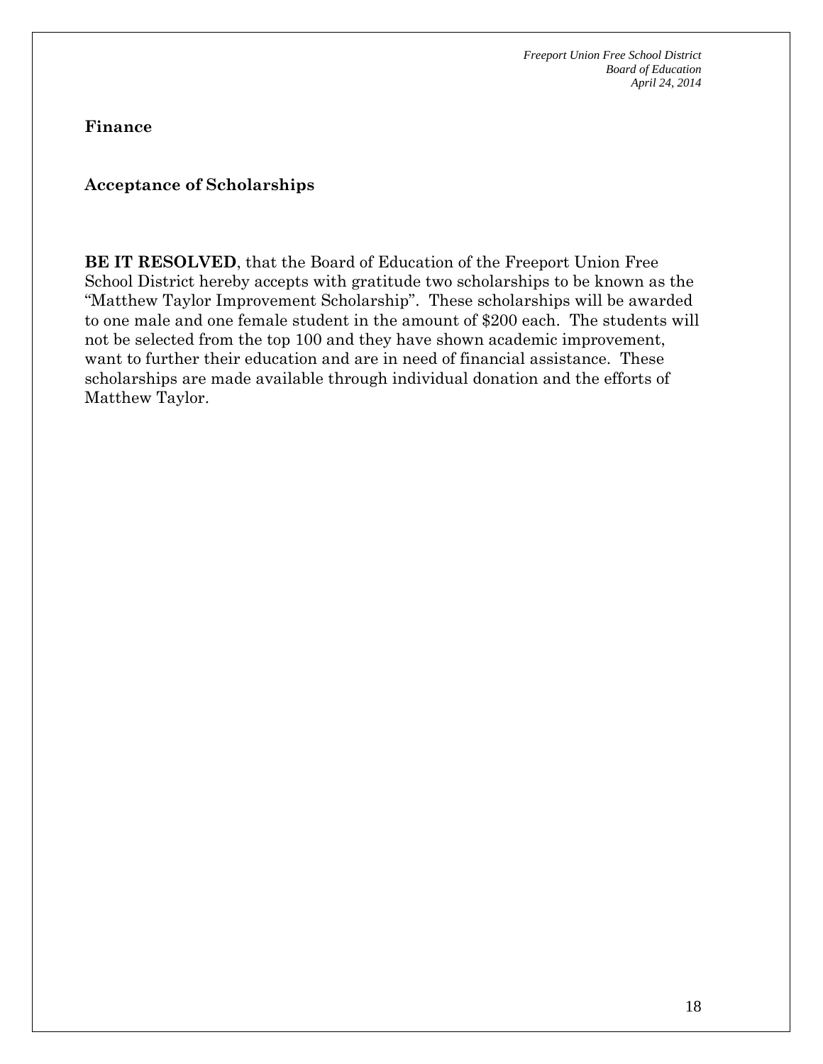**Finance**

**Acceptance of Scholarships**

**BE IT RESOLVED**, that the Board of Education of the Freeport Union Free School District hereby accepts with gratitude two scholarships to be known as the "Matthew Taylor Improvement Scholarship". These scholarships will be awarded to one male and one female student in the amount of $200 each. The students will not be selected from the top 100 and they have shown academic improvement, want to further their education and are in need of financial assistance. These scholarships are made available through individual donation and the efforts of Matthew Taylor.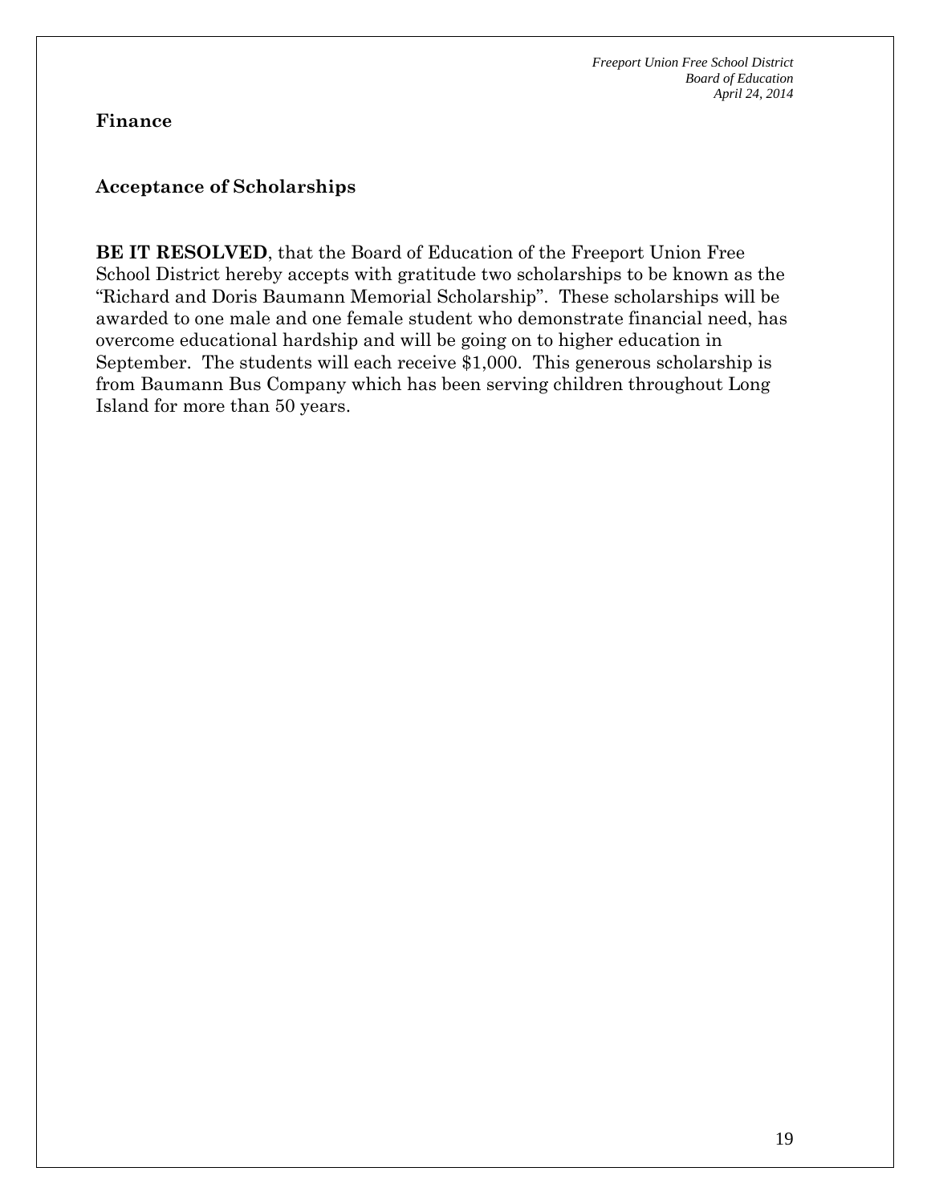**Finance**

**Acceptance of Scholarships**

**BE IT RESOLVED**, that the Board of Education of the Freeport Union Free School District hereby accepts with gratitude two scholarships to be known as the "Richard and Doris Baumann Memorial Scholarship". These scholarships will be awarded to one male and one female student who demonstrate financial need, has overcome educational hardship and will be going on to higher education in September. The students will each receive $1,000. This generous scholarship is from Baumann Bus Company which has been serving children throughout Long Island for more than 50 years.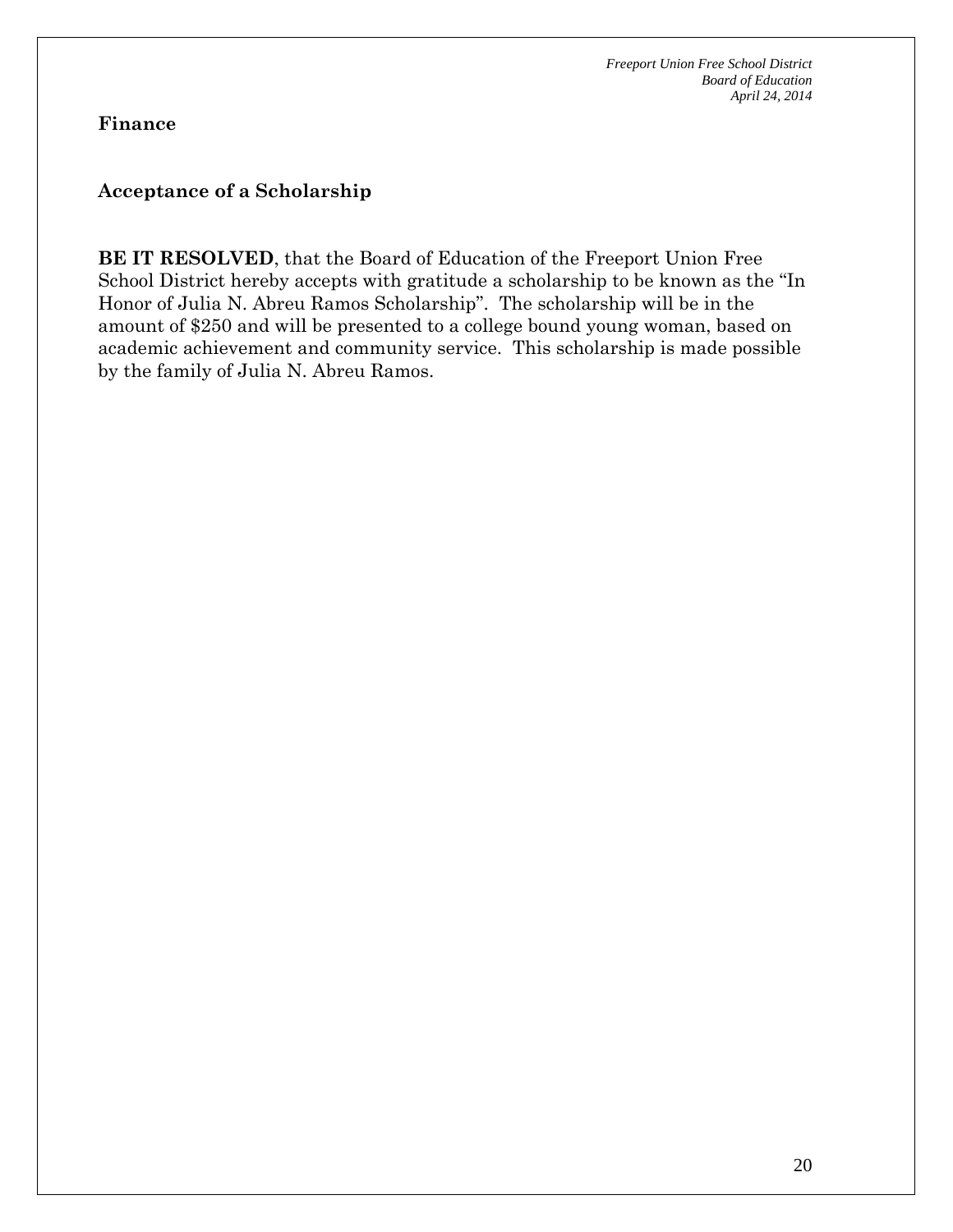## Finance

### Acceptance of a Scholarship

**BE IT RESOLVED**, that the Board of Education of the Freeport Union Free School District hereby accepts with gratitude a scholarship to be known as the "In Honor of Julia N. Abreu Ramos Scholarship". The scholarship will be in the amount of $250 and will be presented to a college bound young woman, based on academic achievement and community service. This scholarship is made possible by the family of Julia N. Abreu Ramos.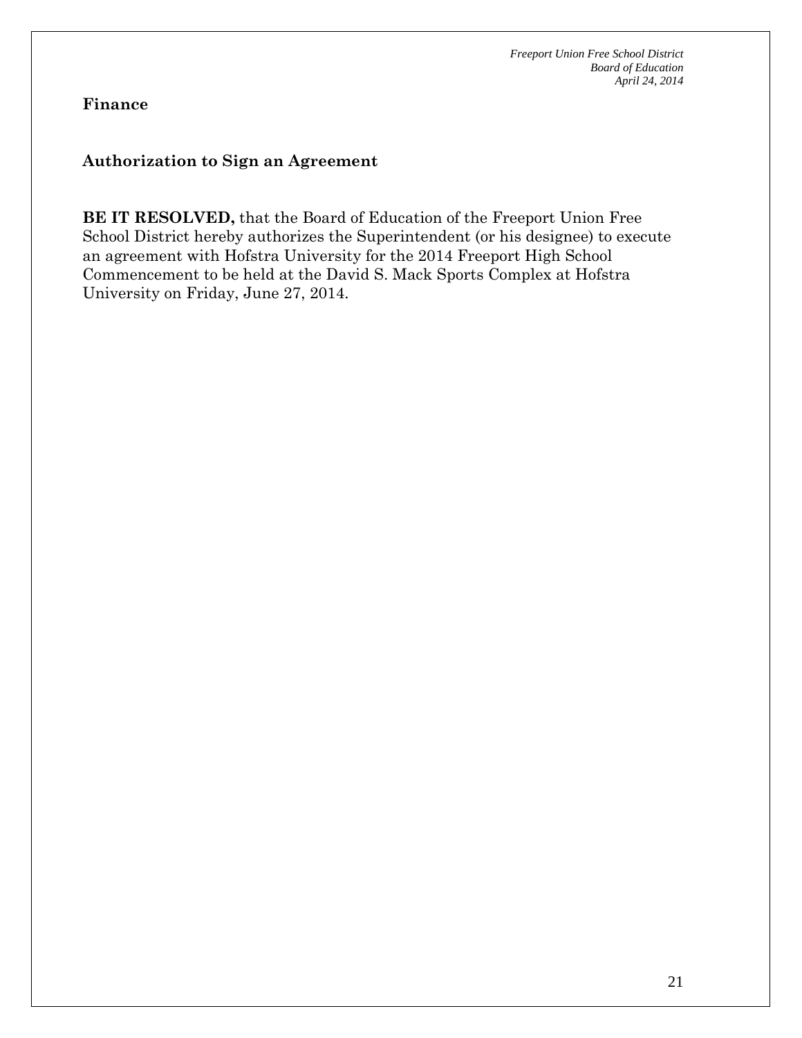## Finance

### Authorization to Sign an Agreement

**BE IT RESOLVED,** that the Board of Education of the Freeport Union Free School District hereby authorizes the Superintendent (or his designee) to execute an agreement with Hofstra University for the 2014 Freeport High School Commencement to be held at the David S. Mack Sports Complex at Hofstra University on Friday, June 27, 2014.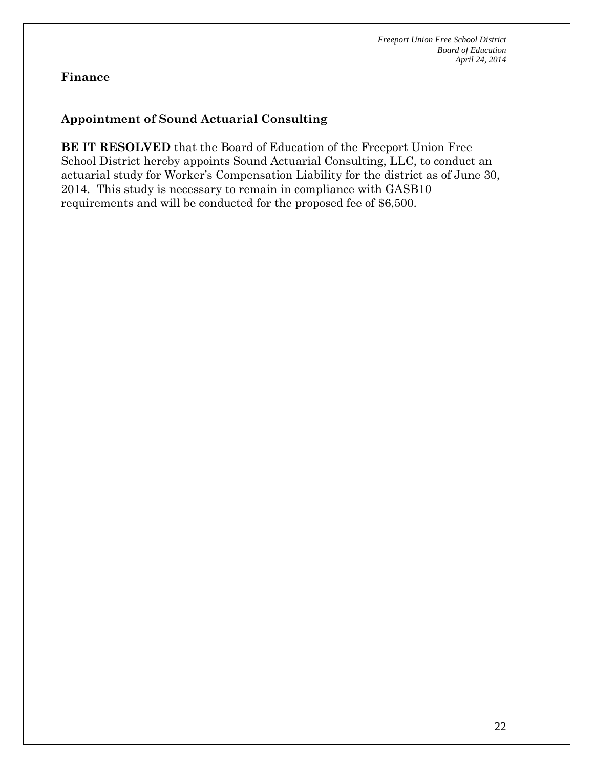**Finance**

**Appointment of Sound Actuarial Consulting**

**BE IT RESOLVED** that the Board of Education of the Freeport Union Free School District hereby appoints Sound Actuarial Consulting, LLC, to conduct an actuarial study for Worker's Compensation Liability for the district as of June 30, 2014. This study is necessary to remain in compliance with GASB10 requirements and will be conducted for the proposed fee of $6,500.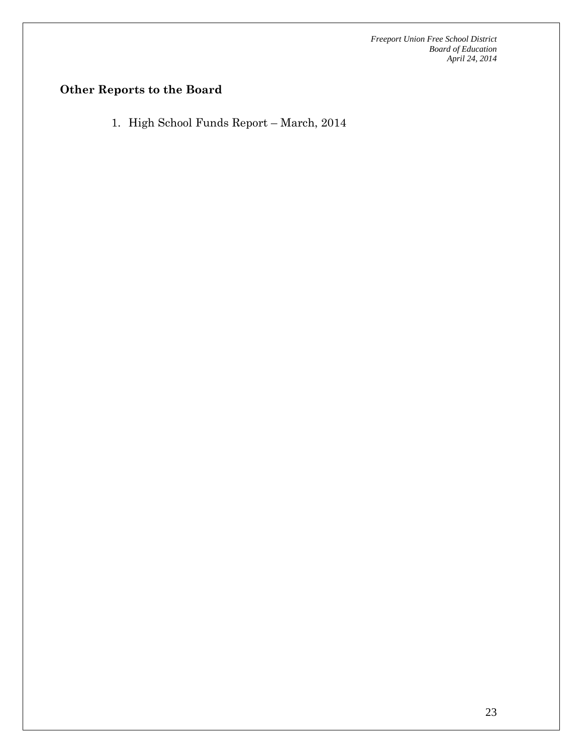## Other Reports to the Board

1. High School Funds Report – March, 2014